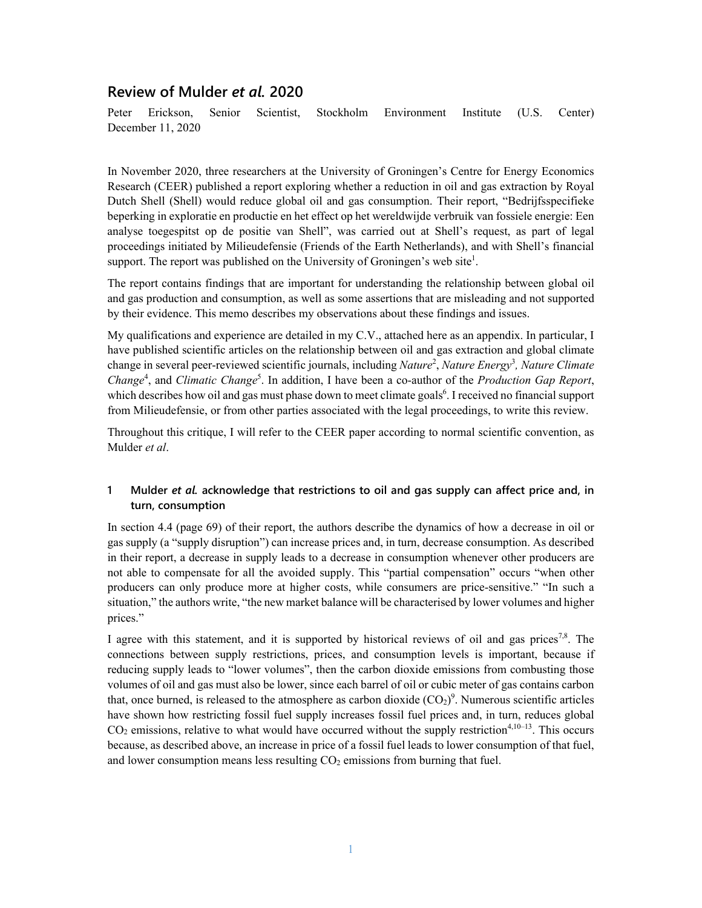# Review of Mulder *et al.* 2020

Peter Erickson, Senior Scientist, Stockholm Environment Institute (U.S. Center)
December 11, 2020

In November 2020, three researchers at the University of Groningen's Centre for Energy Economics Research (CEER) published a report exploring whether a reduction in oil and gas extraction by Royal Dutch Shell (Shell) would reduce global oil and gas consumption. Their report, "Bedrijfsspecifieke beperking in exploratie en productie en het effect op het wereldwijde verbruik van fossiele energie: Een analyse toegespitst op de positie van Shell", was carried out at Shell's request, as part of legal proceedings initiated by Milieudefensie (Friends of the Earth Netherlands), and with Shell's financial support. The report was published on the University of Groningen's web site[1].

The report contains findings that are important for understanding the relationship between global oil and gas production and consumption, as well as some assertions that are misleading and not supported by their evidence. This memo describes my observations about these findings and issues.

My qualifications and experience are detailed in my C.V., attached here as an appendix. In particular, I have published scientific articles on the relationship between oil and gas extraction and global climate change in several peer-reviewed scientific journals, including *Nature*[2], *Nature Energy*[3], *Nature Climate Change*[4], and *Climatic Change*[5]. In addition, I have been a co-author of the *Production Gap Report*, which describes how oil and gas must phase down to meet climate goals[6]. I received no financial support from Milieudefensie, or from other parties associated with the legal proceedings, to write this review.

Throughout this critique, I will refer to the CEER paper according to normal scientific convention, as Mulder *et al*.

## 1 Mulder *et al.* acknowledge that restrictions to oil and gas supply can affect price and, in turn, consumption

In section 4.4 (page 69) of their report, the authors describe the dynamics of how a decrease in oil or gas supply (a "supply disruption") can increase prices and, in turn, decrease consumption. As described in their report, a decrease in supply leads to a decrease in consumption whenever other producers are not able to compensate for all the avoided supply. This "partial compensation" occurs "when other producers can only produce more at higher costs, while consumers are price-sensitive." "In such a situation," the authors write, "the new market balance will be characterised by lower volumes and higher prices."

I agree with this statement, and it is supported by historical reviews of oil and gas prices[7,8]. The connections between supply restrictions, prices, and consumption levels is important, because if reducing supply leads to "lower volumes", then the carbon dioxide emissions from combusting those volumes of oil and gas must also be lower, since each barrel of oil or cubic meter of gas contains carbon that, once burned, is released to the atmosphere as carbon dioxide ($CO_2$)[9]. Numerous scientific articles have shown how restricting fossil fuel supply increases fossil fuel prices and, in turn, reduces global $CO_2$ emissions, relative to what would have occurred without the supply restriction[4,10–13]. This occurs because, as described above, an increase in price of a fossil fuel leads to lower consumption of that fuel, and lower consumption means less resulting $CO_2$ emissions from burning that fuel.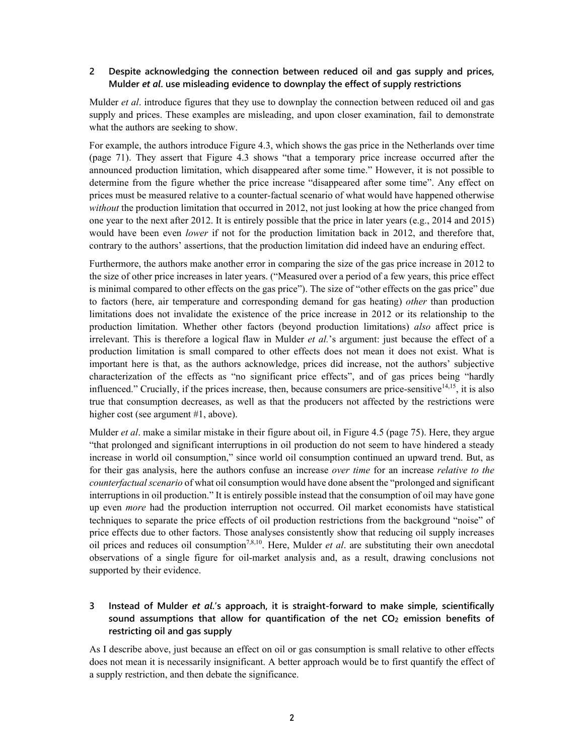## 2 Despite acknowledging the connection between reduced oil and gas supply and prices, Mulder *et al*. use misleading evidence to downplay the effect of supply restrictions

Mulder *et al*. introduce figures that they use to downplay the connection between reduced oil and gas supply and prices. These examples are misleading, and upon closer examination, fail to demonstrate what the authors are seeking to show.

For example, the authors introduce Figure 4.3, which shows the gas price in the Netherlands over time (page 71). They assert that Figure 4.3 shows "that a temporary price increase occurred after the announced production limitation, which disappeared after some time." However, it is not possible to determine from the figure whether the price increase "disappeared after some time". Any effect on prices must be measured relative to a counter-factual scenario of what would have happened otherwise *without* the production limitation that occurred in 2012, not just looking at how the price changed from one year to the next after 2012. It is entirely possible that the price in later years (e.g., 2014 and 2015) would have been even *lower* if not for the production limitation back in 2012, and therefore that, contrary to the authors' assertions, that the production limitation did indeed have an enduring effect.

Furthermore, the authors make another error in comparing the size of the gas price increase in 2012 to the size of other price increases in later years. ("Measured over a period of a few years, this price effect is minimal compared to other effects on the gas price"). The size of "other effects on the gas price" due to factors (here, air temperature and corresponding demand for gas heating) *other* than production limitations does not invalidate the existence of the price increase in 2012 or its relationship to the production limitation. Whether other factors (beyond production limitations) *also* affect price is irrelevant. This is therefore a logical flaw in Mulder *et al.*'s argument: just because the effect of a production limitation is small compared to other effects does not mean it does not exist. What is important here is that, as the authors acknowledge, prices did increase, not the authors' subjective characterization of the effects as "no significant price effects", and of gas prices being "hardly influenced." Crucially, if the prices increase, then, because consumers are price-sensitive[14,15], it is also true that consumption decreases, as well as that the producers not affected by the restrictions were higher cost (see argument #1, above).

Mulder *et al*. make a similar mistake in their figure about oil, in Figure 4.5 (page 75). Here, they argue "that prolonged and significant interruptions in oil production do not seem to have hindered a steady increase in world oil consumption," since world oil consumption continued an upward trend. But, as for their gas analysis, here the authors confuse an increase *over time* for an increase *relative to the counterfactual scenario* of what oil consumption would have done absent the "prolonged and significant interruptions in oil production." It is entirely possible instead that the consumption of oil may have gone up even *more* had the production interruption not occurred. Oil market economists have statistical techniques to separate the price effects of oil production restrictions from the background "noise" of price effects due to other factors. Those analyses consistently show that reducing oil supply increases oil prices and reduces oil consumption[7,8,10]. Here, Mulder *et al*. are substituting their own anecdotal observations of a single figure for oil-market analysis and, as a result, drawing conclusions not supported by their evidence.

## 3 Instead of Mulder *et al.*'s approach, it is straight-forward to make simple, scientifically sound assumptions that allow for quantification of the net $CO_2$ emission benefits of restricting oil and gas supply

As I describe above, just because an effect on oil or gas consumption is small relative to other effects does not mean it is necessarily insignificant. A better approach would be to first quantify the effect of a supply restriction, and then debate the significance.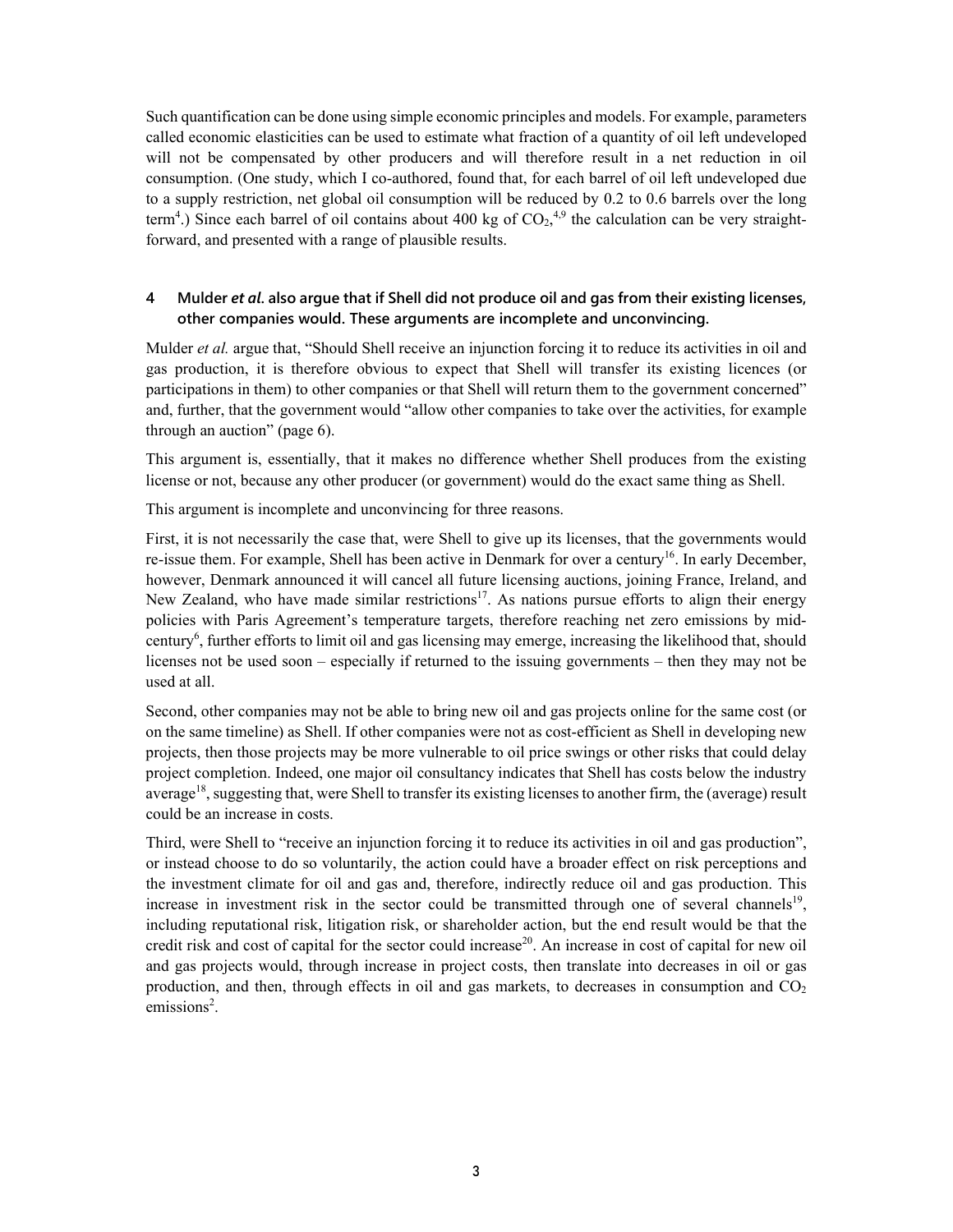Such quantification can be done using simple economic principles and models. For example, parameters called economic elasticities can be used to estimate what fraction of a quantity of oil left undeveloped will not be compensated by other producers and will therefore result in a net reduction in oil consumption. (One study, which I co-authored, found that, for each barrel of oil left undeveloped due to a supply restriction, net global oil consumption will be reduced by 0.2 to 0.6 barrels over the long term[4].) Since each barrel of oil contains about 400 kg of $CO_2$,[4,9] the calculation can be very straight-forward, and presented with a range of plausible results.

## 4 Mulder *et al.* also argue that if Shell did not produce oil and gas from their existing licenses, other companies would. These arguments are incomplete and unconvincing.

Mulder *et al.* argue that, "Should Shell receive an injunction forcing it to reduce its activities in oil and gas production, it is therefore obvious to expect that Shell will transfer its existing licences (or participations in them) to other companies or that Shell will return them to the government concerned" and, further, that the government would "allow other companies to take over the activities, for example through an auction" (page 6).

This argument is, essentially, that it makes no difference whether Shell produces from the existing license or not, because any other producer (or government) would do the exact same thing as Shell.

This argument is incomplete and unconvincing for three reasons.

First, it is not necessarily the case that, were Shell to give up its licenses, that the governments would re-issue them. For example, Shell has been active in Denmark for over a century[16]. In early December, however, Denmark announced it will cancel all future licensing auctions, joining France, Ireland, and New Zealand, who have made similar restrictions[17]. As nations pursue efforts to align their energy policies with Paris Agreement's temperature targets, therefore reaching net zero emissions by mid-century[6], further efforts to limit oil and gas licensing may emerge, increasing the likelihood that, should licenses not be used soon – especially if returned to the issuing governments – then they may not be used at all.

Second, other companies may not be able to bring new oil and gas projects online for the same cost (or on the same timeline) as Shell. If other companies were not as cost-efficient as Shell in developing new projects, then those projects may be more vulnerable to oil price swings or other risks that could delay project completion. Indeed, one major oil consultancy indicates that Shell has costs below the industry average[18], suggesting that, were Shell to transfer its existing licenses to another firm, the (average) result could be an increase in costs.

Third, were Shell to "receive an injunction forcing it to reduce its activities in oil and gas production", or instead choose to do so voluntarily, the action could have a broader effect on risk perceptions and the investment climate for oil and gas and, therefore, indirectly reduce oil and gas production. This increase in investment risk in the sector could be transmitted through one of several channels[19], including reputational risk, litigation risk, or shareholder action, but the end result would be that the credit risk and cost of capital for the sector could increase[20]. An increase in cost of capital for new oil and gas projects would, through increase in project costs, then translate into decreases in oil or gas production, and then, through effects in oil and gas markets, to decreases in consumption and $CO_2$ emissions[2].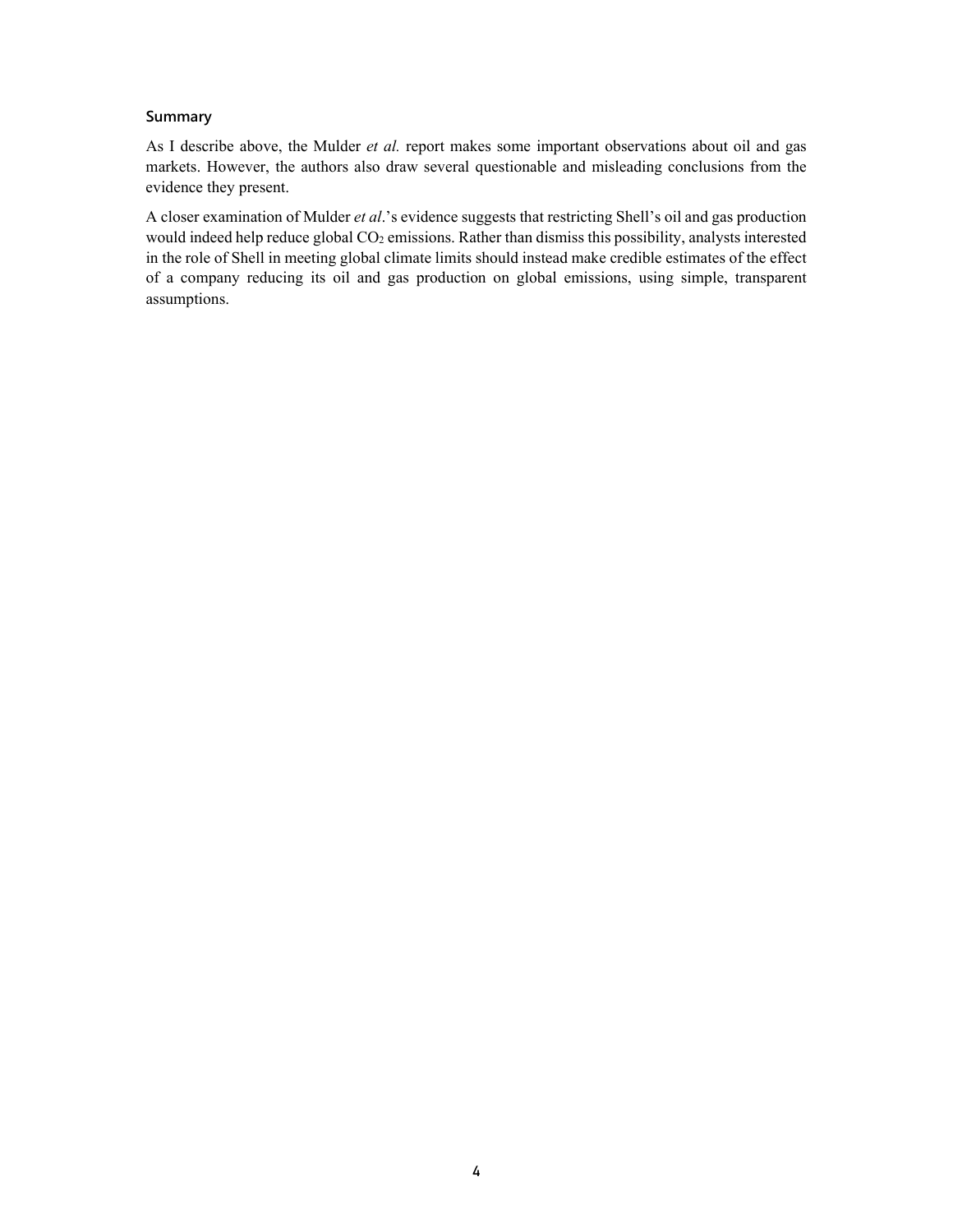### Summary

As I describe above, the Mulder *et al.* report makes some important observations about oil and gas markets. However, the authors also draw several questionable and misleading conclusions from the evidence they present.

A closer examination of Mulder *et al*.'s evidence suggests that restricting Shell's oil and gas production would indeed help reduce global $CO_2$ emissions. Rather than dismiss this possibility, analysts interested in the role of Shell in meeting global climate limits should instead make credible estimates of the effect of a company reducing its oil and gas production on global emissions, using simple, transparent assumptions.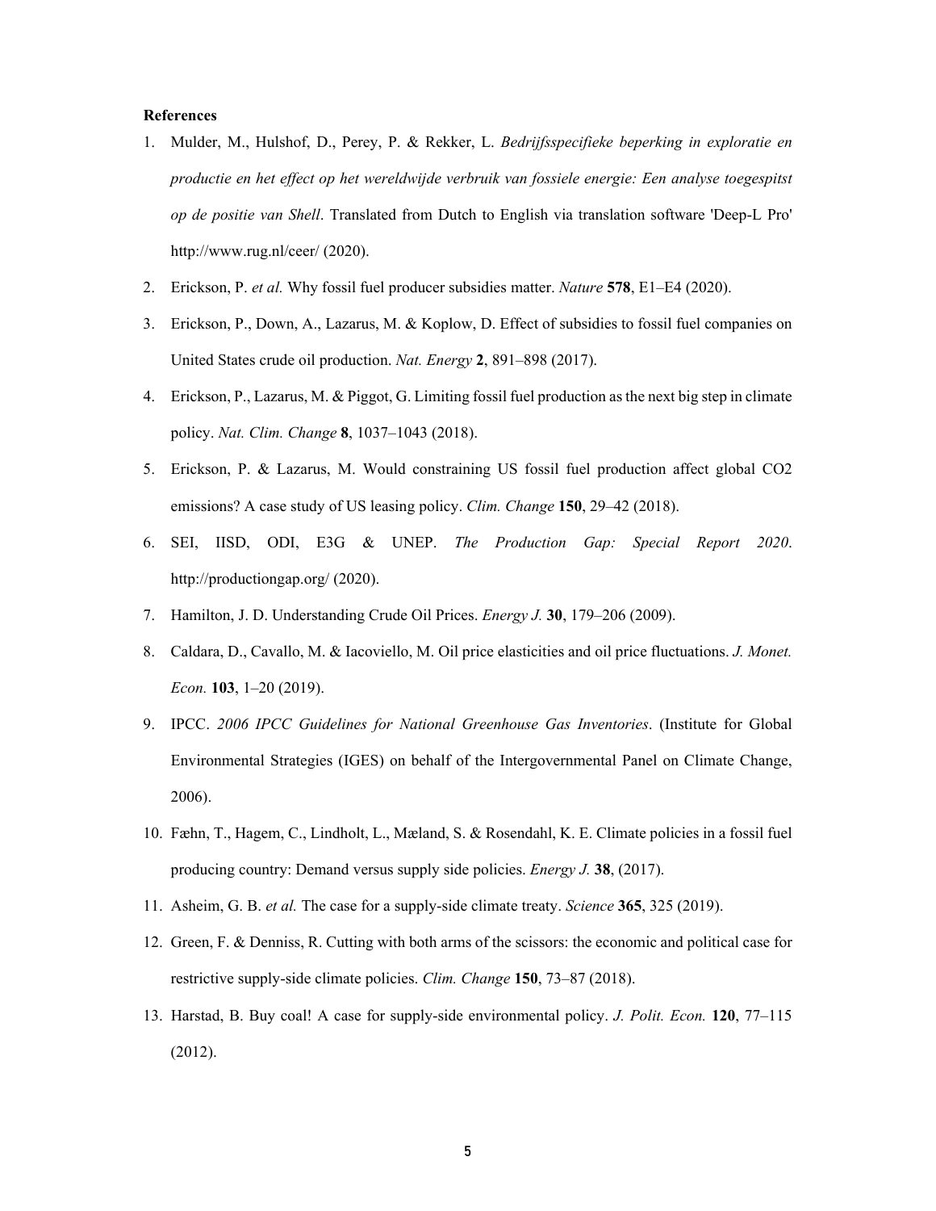**References**

1. Mulder, M., Hulshof, D., Perey, P. & Rekker, L. *Bedrijfsspecifieke beperking in exploratie en productie en het effect op het wereldwijde verbruik van fossiele energie: Een analyse toegespitst op de positie van Shell*. Translated from Dutch to English via translation software 'Deep-L Pro' http://www.rug.nl/ceer/ (2020).
2. Erickson, P. *et al.* Why fossil fuel producer subsidies matter. *Nature* **578**, E1–E4 (2020).
3. Erickson, P., Down, A., Lazarus, M. & Koplow, D. Effect of subsidies to fossil fuel companies on United States crude oil production. *Nat. Energy* **2**, 891–898 (2017).
4. Erickson, P., Lazarus, M. & Piggot, G. Limiting fossil fuel production as the next big step in climate policy. *Nat. Clim. Change* **8**, 1037–1043 (2018).
5. Erickson, P. & Lazarus, M. Would constraining US fossil fuel production affect global CO2 emissions? A case study of US leasing policy. *Clim. Change* **150**, 29–42 (2018).
6. SEI, IISD, ODI, E3G & UNEP. *The Production Gap: Special Report 2020*. http://productiongap.org/ (2020).
7. Hamilton, J. D. Understanding Crude Oil Prices. *Energy J.* **30**, 179–206 (2009).
8. Caldara, D., Cavallo, M. & Iacoviello, M. Oil price elasticities and oil price fluctuations. *J. Monet. Econ.* **103**, 1–20 (2019).
9. IPCC. *2006 IPCC Guidelines for National Greenhouse Gas Inventories*. (Institute for Global Environmental Strategies (IGES) on behalf of the Intergovernmental Panel on Climate Change, 2006).
10. Fæhn, T., Hagem, C., Lindholt, L., Mæland, S. & Rosendahl, K. E. Climate policies in a fossil fuel producing country: Demand versus supply side policies. *Energy J.* **38**, (2017).
11. Asheim, G. B. *et al.* The case for a supply-side climate treaty. *Science* **365**, 325 (2019).
12. Green, F. & Denniss, R. Cutting with both arms of the scissors: the economic and political case for restrictive supply-side climate policies. *Clim. Change* **150**, 73–87 (2018).
13. Harstad, B. Buy coal! A case for supply-side environmental policy. *J. Polit. Econ.* **120**, 77–115 (2012).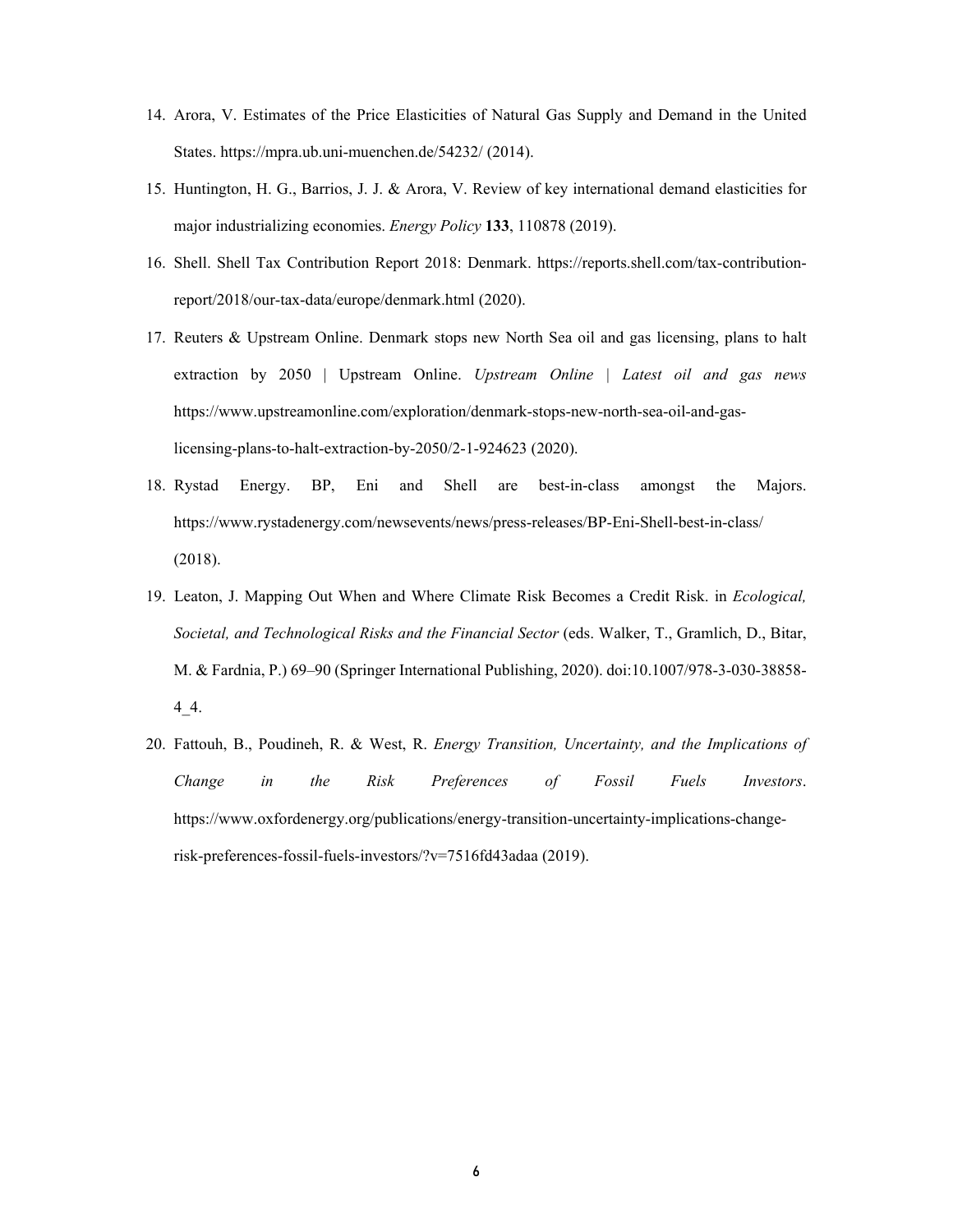14. Arora, V. Estimates of the Price Elasticities of Natural Gas Supply and Demand in the United States. https://mpra.ub.uni-muenchen.de/54232/ (2014).
15. Huntington, H. G., Barrios, J. J. & Arora, V. Review of key international demand elasticities for major industrializing economies. *Energy Policy* **133**, 110878 (2019).
16. Shell. Shell Tax Contribution Report 2018: Denmark. https://reports.shell.com/tax-contribution-report/2018/our-tax-data/europe/denmark.html (2020).
17. Reuters & Upstream Online. Denmark stops new North Sea oil and gas licensing, plans to halt extraction by 2050 | Upstream Online. *Upstream Online | Latest oil and gas news* https://www.upstreamonline.com/exploration/denmark-stops-new-north-sea-oil-and-gas-licensing-plans-to-halt-extraction-by-2050/2-1-924623 (2020).
18. Rystad Energy. BP, Eni and Shell are best-in-class amongst the Majors. https://www.rystadenergy.com/newsevents/news/press-releases/BP-Eni-Shell-best-in-class/ (2018).
19. Leaton, J. Mapping Out When and Where Climate Risk Becomes a Credit Risk. in *Ecological, Societal, and Technological Risks and the Financial Sector* (eds. Walker, T., Gramlich, D., Bitar, M. & Fardnia, P.) 69–90 (Springer International Publishing, 2020). doi:10.1007/978-3-030-38858-4_4.
20. Fattouh, B., Poudineh, R. & West, R. *Energy Transition, Uncertainty, and the Implications of Change in the Risk Preferences of Fossil Fuels Investors*. https://www.oxfordenergy.org/publications/energy-transition-uncertainty-implications-change-risk-preferences-fossil-fuels-investors/?v=7516fd43adaa (2019).